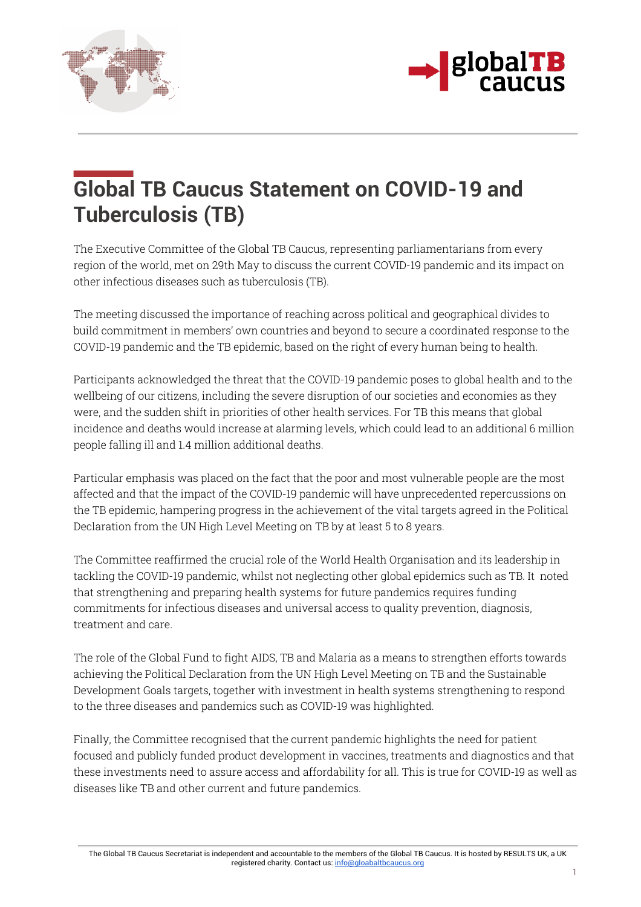# Global TB Caucus Statement on COVID-19 and Tuberculosis (TB)

The Executive Committee of the Global TB Caucus, representing parliamentarians from every region of the world, met on 29th May to discuss the current COVID-19 pandemic and its impact on other infectious diseases such as tuberculosis (TB).

The meeting discussed the importance of reaching across political and geographical divides to build commitment in members' own countries and beyond to secure a coordinated response to the COVID-19 pandemic and the TB epidemic, based on the right of every human being to health.

Participants acknowledged the threat that the COVID-19 pandemic poses to global health and to the wellbeing of our citizens, including the severe disruption of our societies and economies as they were, and the sudden shift in priorities of other health services. For TB this means that global incidence and deaths would increase at alarming levels, which could lead to an additional 6 million people falling ill and 1.4 million additional deaths.

Particular emphasis was placed on the fact that the poor and most vulnerable people are the most affected and that the impact of the COVID-19 pandemic will have unprecedented repercussions on the TB epidemic, hampering progress in the achievement of the vital targets agreed in the Political Declaration from the UN High Level Meeting on TB by at least 5 to 8 years.

The Committee reaffirmed the crucial role of the World Health Organisation and its leadership in tackling the COVID-19 pandemic, whilst not neglecting other global epidemics such as TB. It noted that strengthening and preparing health systems for future pandemics requires funding commitments for infectious diseases and universal access to quality prevention, diagnosis, treatment and care.

The role of the Global Fund to fight AIDS, TB and Malaria as a means to strengthen efforts towards achieving the Political Declaration from the UN High Level Meeting on TB and the Sustainable Development Goals targets, together with investment in health systems strengthening to respond to the three diseases and pandemics such as COVID-19 was highlighted.

Finally, the Committee recognised that the current pandemic highlights the need for patient focused and publicly funded product development in vaccines, treatments and diagnostics and that these investments need to assure access and affordability for all. This is true for COVID-19 as well as diseases like TB and other current and future pandemics.

The Global TB Caucus Secretariat is independent and accountable to the members of the Global TB Caucus. It is hosted by RESULTS UK, a UK registered charity. Contact us: info@gloabaltbcaucus.org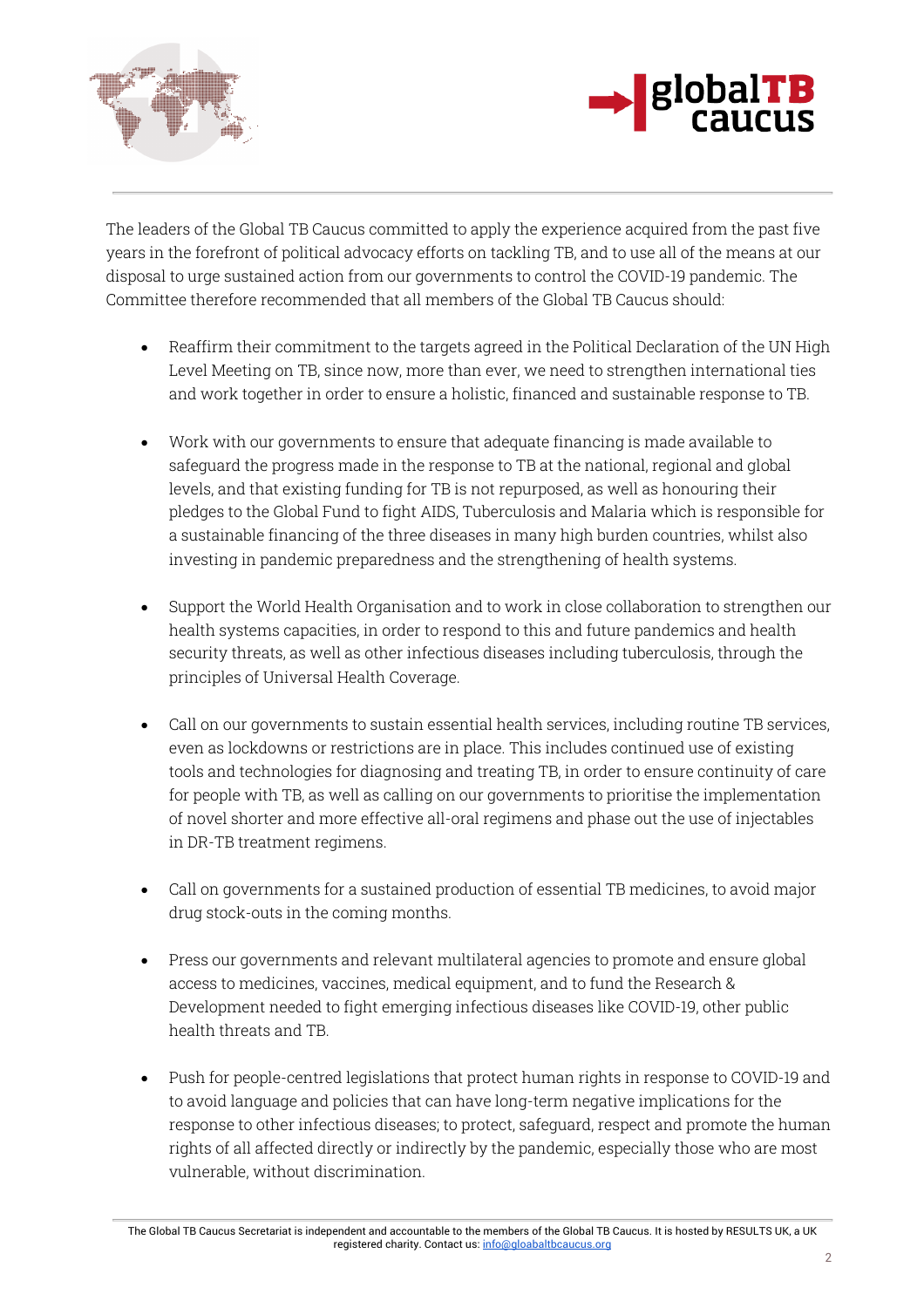The leaders of the Global TB Caucus committed to apply the experience acquired from the past five years in the forefront of political advocacy efforts on tackling TB, and to use all of the means at our disposal to urge sustained action from our governments to control the COVID-19 pandemic. The Committee therefore recommended that all members of the Global TB Caucus should:

- Reaffirm their commitment to the targets agreed in the Political Declaration of the UN High Level Meeting on TB, since now, more than ever, we need to strengthen international ties and work together in order to ensure a holistic, financed and sustainable response to TB.

- Work with our governments to ensure that adequate financing is made available to safeguard the progress made in the response to TB at the national, regional and global levels, and that existing funding for TB is not repurposed, as well as honouring their pledges to the Global Fund to fight AIDS, Tuberculosis and Malaria which is responsible for a sustainable financing of the three diseases in many high burden countries, whilst also investing in pandemic preparedness and the strengthening of health systems.

- Support the World Health Organisation and to work in close collaboration to strengthen our health systems capacities, in order to respond to this and future pandemics and health security threats, as well as other infectious diseases including tuberculosis, through the principles of Universal Health Coverage.

- Call on our governments to sustain essential health services, including routine TB services, even as lockdowns or restrictions are in place. This includes continued use of existing tools and technologies for diagnosing and treating TB, in order to ensure continuity of care for people with TB, as well as calling on our governments to prioritise the implementation of novel shorter and more effective all-oral regimens and phase out the use of injectables in DR-TB treatment regimens.

- Call on governments for a sustained production of essential TB medicines, to avoid major drug stock-outs in the coming months.

- Press our governments and relevant multilateral agencies to promote and ensure global access to medicines, vaccines, medical equipment, and to fund the Research & Development needed to fight emerging infectious diseases like COVID-19, other public health threats and TB.

- Push for people-centred legislations that protect human rights in response to COVID-19 and to avoid language and policies that can have long-term negative implications for the response to other infectious diseases; to protect, safeguard, respect and promote the human rights of all affected directly or indirectly by the pandemic, especially those who are most vulnerable, without discrimination.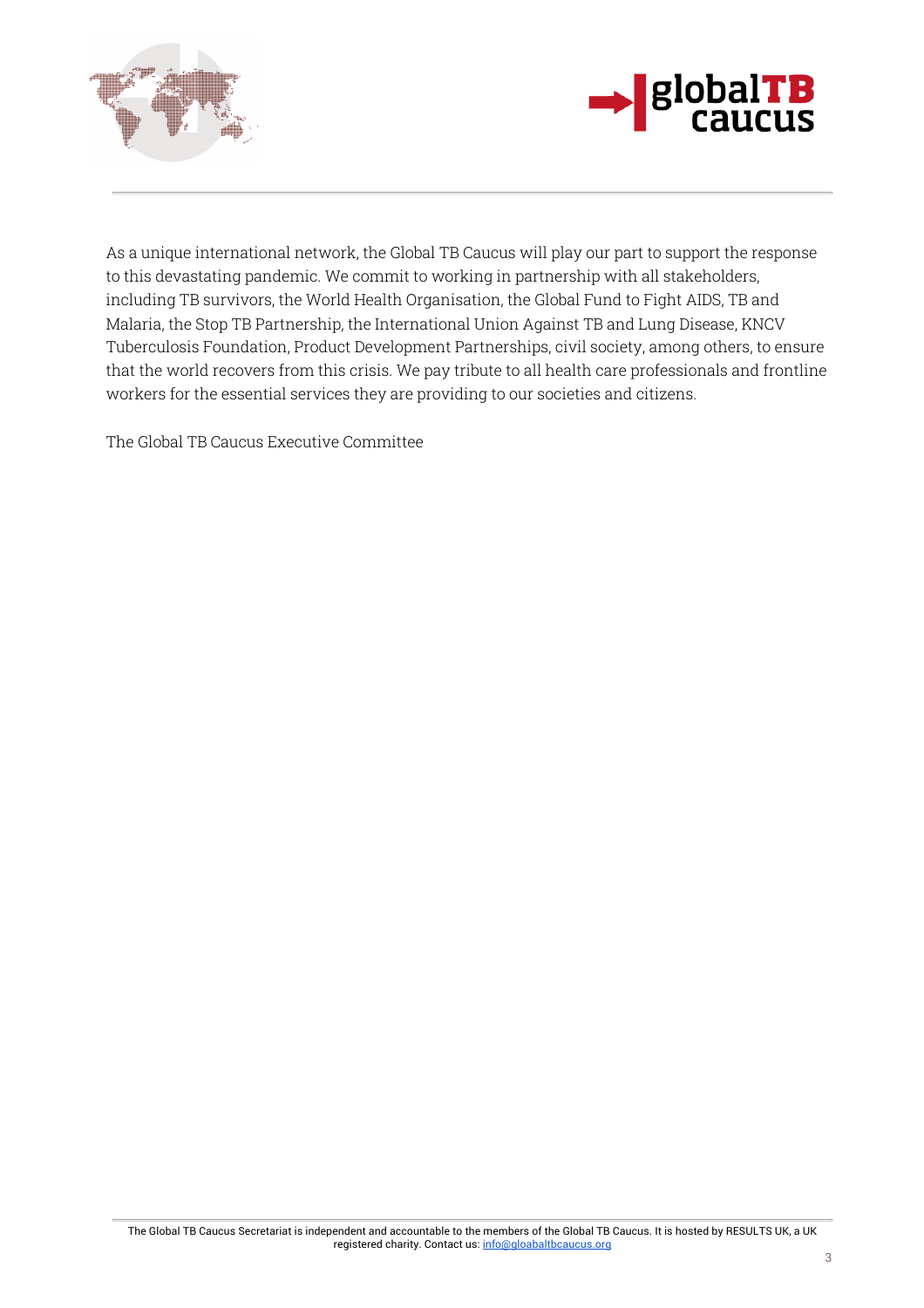As a unique international network, the Global TB Caucus will play our part to support the response to this devastating pandemic. We commit to working in partnership with all stakeholders, including TB survivors, the World Health Organisation, the Global Fund to Fight AIDS, TB and Malaria, the Stop TB Partnership, the International Union Against TB and Lung Disease, KNCV Tuberculosis Foundation, Product Development Partnerships, civil society, among others, to ensure that the world recovers from this crisis. We pay tribute to all health care professionals and frontline workers for the essential services they are providing to our societies and citizens.

The Global TB Caucus Executive Committee